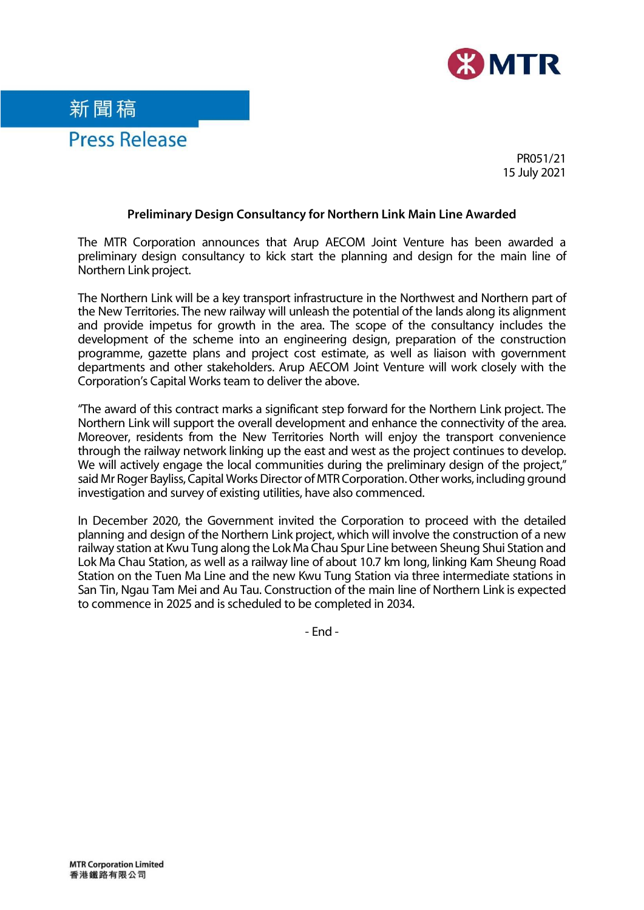新聞稿

Press Release

PR051/21
15 July 2021

## Preliminary Design Consultancy for Northern Link Main Line Awarded

The MTR Corporation announces that Arup AECOM Joint Venture has been awarded a preliminary design consultancy to kick start the planning and design for the main line of Northern Link project.

The Northern Link will be a key transport infrastructure in the Northwest and Northern part of the New Territories. The new railway will unleash the potential of the lands along its alignment and provide impetus for growth in the area. The scope of the consultancy includes the development of the scheme into an engineering design, preparation of the construction programme, gazette plans and project cost estimate, as well as liaison with government departments and other stakeholders. Arup AECOM Joint Venture will work closely with the Corporation's Capital Works team to deliver the above.

"The award of this contract marks a significant step forward for the Northern Link project. The Northern Link will support the overall development and enhance the connectivity of the area. Moreover, residents from the New Territories North will enjoy the transport convenience through the railway network linking up the east and west as the project continues to develop. We will actively engage the local communities during the preliminary design of the project," said Mr Roger Bayliss, Capital Works Director of MTR Corporation. Other works, including ground investigation and survey of existing utilities, have also commenced.

In December 2020, the Government invited the Corporation to proceed with the detailed planning and design of the Northern Link project, which will involve the construction of a new railway station at Kwu Tung along the Lok Ma Chau Spur Line between Sheung Shui Station and Lok Ma Chau Station, as well as a railway line of about 10.7 km long, linking Kam Sheung Road Station on the Tuen Ma Line and the new Kwu Tung Station via three intermediate stations in San Tin, Ngau Tam Mei and Au Tau. Construction of the main line of Northern Link is expected to commence in 2025 and is scheduled to be completed in 2034.

- End -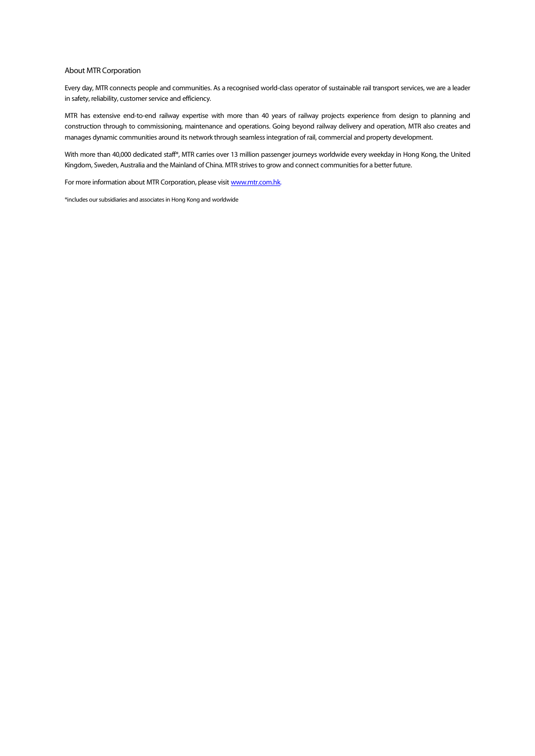## About MTR Corporation

Every day, MTR connects people and communities. As a recognised world-class operator of sustainable rail transport services, we are a leader in safety, reliability, customer service and efficiency.

MTR has extensive end-to-end railway expertise with more than 40 years of railway projects experience from design to planning and construction through to commissioning, maintenance and operations. Going beyond railway delivery and operation, MTR also creates and manages dynamic communities around its network through seamless integration of rail, commercial and property development.

With more than 40,000 dedicated staff*, MTR carries over 13 million passenger journeys worldwide every weekday in Hong Kong, the United Kingdom, Sweden, Australia and the Mainland of China. MTR strives to grow and connect communities for a better future.

For more information about MTR Corporation, please visit [www.mtr.com.hk](http://www.mtr.com.hk).

*includes our subsidiaries and associates in Hong Kong and worldwide